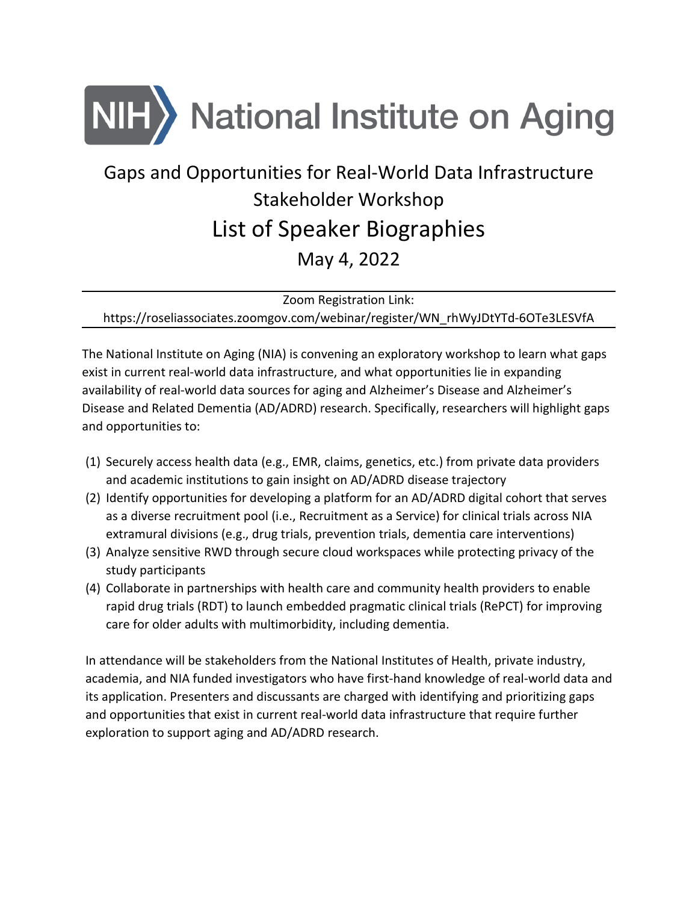NIH National Institute on Aging

# Gaps and Opportunities for Real-World Data Infrastructure Stakeholder Workshop

# List of Speaker Biographies

## May 4, 2022

---

Zoom Registration Link:
https://roseliassociates.zoomgov.com/webinar/register/WN_rhWyJDtYTd-6OTe3LESVfA

---

The National Institute on Aging (NIA) is convening an exploratory workshop to learn what gaps exist in current real-world data infrastructure, and what opportunities lie in expanding availability of real-world data sources for aging and Alzheimer's Disease and Alzheimer's Disease and Related Dementia (AD/ADRD) research. Specifically, researchers will highlight gaps and opportunities to:

(1) Securely access health data (e.g., EMR, claims, genetics, etc.) from private data providers and academic institutions to gain insight on AD/ADRD disease trajectory
(2) Identify opportunities for developing a platform for an AD/ADRD digital cohort that serves as a diverse recruitment pool (i.e., Recruitment as a Service) for clinical trials across NIA extramural divisions (e.g., drug trials, prevention trials, dementia care interventions)
(3) Analyze sensitive RWD through secure cloud workspaces while protecting privacy of the study participants
(4) Collaborate in partnerships with health care and community health providers to enable rapid drug trials (RDT) to launch embedded pragmatic clinical trials (RePCT) for improving care for older adults with multimorbidity, including dementia.

In attendance will be stakeholders from the National Institutes of Health, private industry, academia, and NIA funded investigators who have first-hand knowledge of real-world data and its application. Presenters and discussants are charged with identifying and prioritizing gaps and opportunities that exist in current real-world data infrastructure that require further exploration to support aging and AD/ADRD research.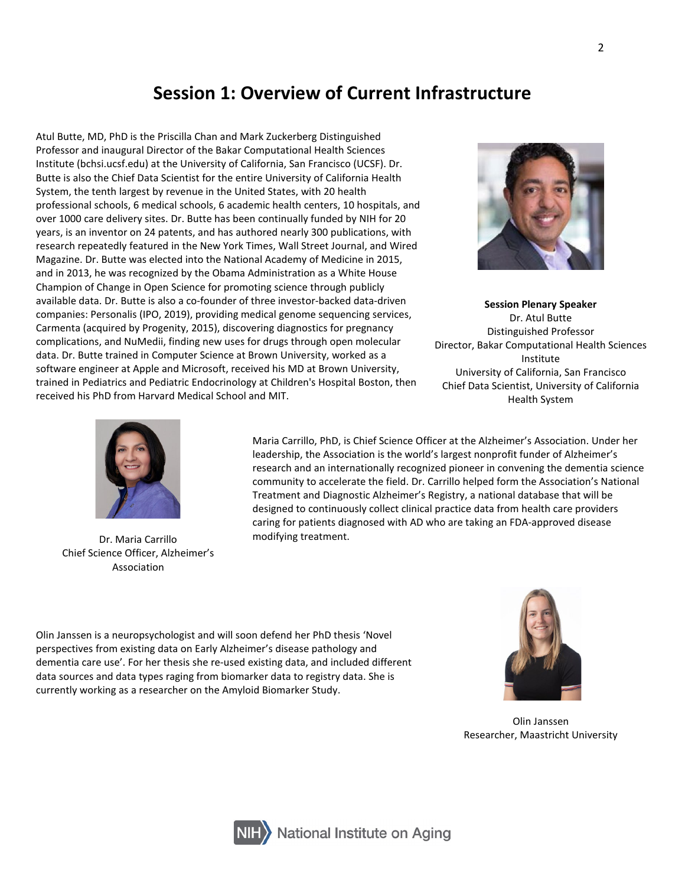# Session 1: Overview of Current Infrastructure

Atul Butte, MD, PhD is the Priscilla Chan and Mark Zuckerberg Distinguished Professor and inaugural Director of the Bakar Computational Health Sciences Institute (bchsi.ucsf.edu) at the University of California, San Francisco (UCSF). Dr. Butte is also the Chief Data Scientist for the entire University of California Health System, the tenth largest by revenue in the United States, with 20 health professional schools, 6 medical schools, 6 academic health centers, 10 hospitals, and over 1000 care delivery sites. Dr. Butte has been continually funded by NIH for 20 years, is an inventor on 24 patents, and has authored nearly 300 publications, with research repeatedly featured in the New York Times, Wall Street Journal, and Wired Magazine. Dr. Butte was elected into the National Academy of Medicine in 2015, and in 2013, he was recognized by the Obama Administration as a White House Champion of Change in Open Science for promoting science through publicly available data. Dr. Butte is also a co-founder of three investor-backed data-driven companies: Personalis (IPO, 2019), providing medical genome sequencing services, Carmenta (acquired by Progenity, 2015), discovering diagnostics for pregnancy complications, and NuMedii, finding new uses for drugs through open molecular data. Dr. Butte trained in Computer Science at Brown University, worked as a software engineer at Apple and Microsoft, received his MD at Brown University, trained in Pediatrics and Pediatric Endocrinology at Children's Hospital Boston, then received his PhD from Harvard Medical School and MIT.

**Session Plenary Speaker**
Dr. Atul Butte
Distinguished Professor
Director, Bakar Computational Health Sciences Institute
University of California, San Francisco
Chief Data Scientist, University of California Health System

Maria Carrillo, PhD, is Chief Science Officer at the Alzheimer's Association. Under her leadership, the Association is the world's largest nonprofit funder of Alzheimer's research and an internationally recognized pioneer in convening the dementia science community to accelerate the field. Dr. Carrillo helped form the Association's National Treatment and Diagnostic Alzheimer's Registry, a national database that will be designed to continuously collect clinical practice data from health care providers caring for patients diagnosed with AD who are taking an FDA-approved disease modifying treatment.

Dr. Maria Carrillo
Chief Science Officer, Alzheimer's Association

Olin Janssen is a neuropsychologist and will soon defend her PhD thesis 'Novel perspectives from existing data on Early Alzheimer's disease pathology and dementia care use'. For her thesis she re-used existing data, and included different data sources and data types raging from biomarker data to registry data. She is currently working as a researcher on the Amyloid Biomarker Study.

Olin Janssen
Researcher, Maastricht University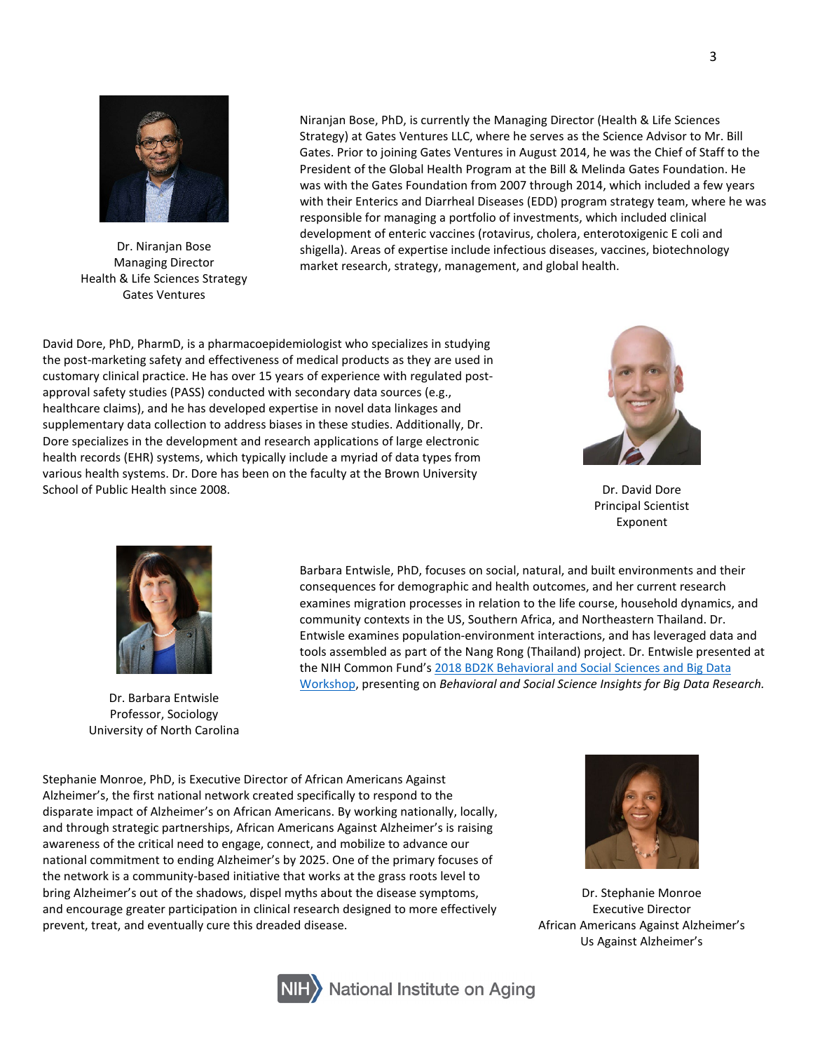Dr. Niranjan Bose
Managing Director
Health & Life Sciences Strategy
Gates Ventures

Niranjan Bose, PhD, is currently the Managing Director (Health & Life Sciences Strategy) at Gates Ventures LLC, where he serves as the Science Advisor to Mr. Bill Gates. Prior to joining Gates Ventures in August 2014, he was the Chief of Staff to the President of the Global Health Program at the Bill & Melinda Gates Foundation. He was with the Gates Foundation from 2007 through 2014, which included a few years with their Enterics and Diarrheal Diseases (EDD) program strategy team, where he was responsible for managing a portfolio of investments, which included clinical development of enteric vaccines (rotavirus, cholera, enterotoxigenic E coli and shigella). Areas of expertise include infectious diseases, vaccines, biotechnology market research, strategy, management, and global health.

David Dore, PhD, PharmD, is a pharmacoepidemiologist who specializes in studying the post-marketing safety and effectiveness of medical products as they are used in customary clinical practice. He has over 15 years of experience with regulated post-approval safety studies (PASS) conducted with secondary data sources (e.g., healthcare claims), and he has developed expertise in novel data linkages and supplementary data collection to address biases in these studies. Additionally, Dr. Dore specializes in the development and research applications of large electronic health records (EHR) systems, which typically include a myriad of data types from various health systems. Dr. Dore has been on the faculty at the Brown University School of Public Health since 2008.

Dr. David Dore
Principal Scientist
Exponent

Dr. Barbara Entwisle
Professor, Sociology
University of North Carolina

Barbara Entwisle, PhD, focuses on social, natural, and built environments and their consequences for demographic and health outcomes, and her current research examines migration processes in relation to the life course, household dynamics, and community contexts in the US, Southern Africa, and Northeastern Thailand. Dr. Entwisle examines population-environment interactions, and has leveraged data and tools assembled as part of the Nang Rong (Thailand) project. Dr. Entwisle presented at the NIH Common Fund's [2018 BD2K Behavioral and Social Sciences and Big Data Workshop](), presenting on *Behavioral and Social Science Insights for Big Data Research.*

Stephanie Monroe, PhD, is Executive Director of African Americans Against Alzheimer's, the first national network created specifically to respond to the disparate impact of Alzheimer's on African Americans. By working nationally, locally, and through strategic partnerships, African Americans Against Alzheimer's is raising awareness of the critical need to engage, connect, and mobilize to advance our national commitment to ending Alzheimer's by 2025. One of the primary focuses of the network is a community-based initiative that works at the grass roots level to bring Alzheimer's out of the shadows, dispel myths about the disease symptoms, and encourage greater participation in clinical research designed to more effectively prevent, treat, and eventually cure this dreaded disease.

Dr. Stephanie Monroe
Executive Director
African Americans Against Alzheimer's
Us Against Alzheimer's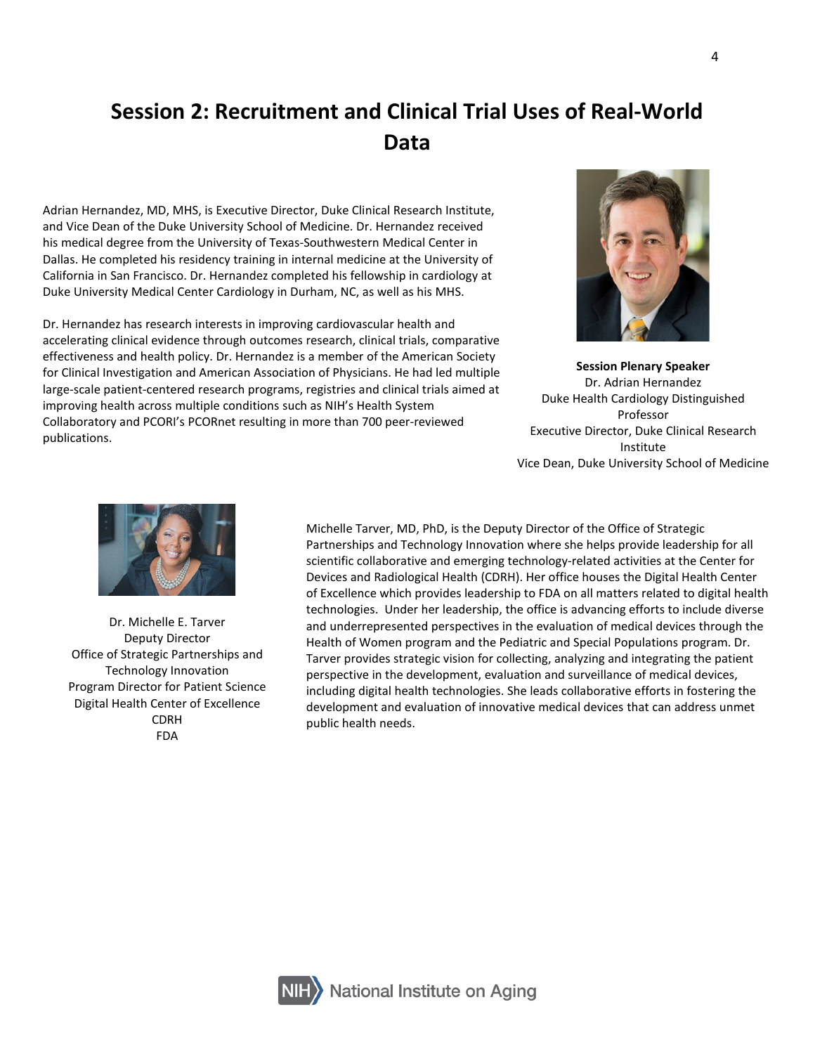# Session 2: Recruitment and Clinical Trial Uses of Real-World Data

Adrian Hernandez, MD, MHS, is Executive Director, Duke Clinical Research Institute, and Vice Dean of the Duke University School of Medicine. Dr. Hernandez received his medical degree from the University of Texas-Southwestern Medical Center in Dallas. He completed his residency training in internal medicine at the University of California in San Francisco. Dr. Hernandez completed his fellowship in cardiology at Duke University Medical Center Cardiology in Durham, NC, as well as his MHS.

Dr. Hernandez has research interests in improving cardiovascular health and accelerating clinical evidence through outcomes research, clinical trials, comparative effectiveness and health policy. Dr. Hernandez is a member of the American Society for Clinical Investigation and American Association of Physicians. He had led multiple large-scale patient-centered research programs, registries and clinical trials aimed at improving health across multiple conditions such as NIH's Health System Collaboratory and PCORI's PCORnet resulting in more than 700 peer-reviewed publications.

**Session Plenary Speaker**
Dr. Adrian Hernandez
Duke Health Cardiology Distinguished Professor
Executive Director, Duke Clinical Research Institute
Vice Dean, Duke University School of Medicine

Dr. Michelle E. Tarver
Deputy Director
Office of Strategic Partnerships and Technology Innovation
Program Director for Patient Science
Digital Health Center of Excellence
CDRH
FDA

Michelle Tarver, MD, PhD, is the Deputy Director of the Office of Strategic Partnerships and Technology Innovation where she helps provide leadership for all scientific collaborative and emerging technology-related activities at the Center for Devices and Radiological Health (CDRH). Her office houses the Digital Health Center of Excellence which provides leadership to FDA on all matters related to digital health technologies. Under her leadership, the office is advancing efforts to include diverse and underrepresented perspectives in the evaluation of medical devices through the Health of Women program and the Pediatric and Special Populations program. Dr. Tarver provides strategic vision for collecting, analyzing and integrating the patient perspective in the development, evaluation and surveillance of medical devices, including digital health technologies. She leads collaborative efforts in fostering the development and evaluation of innovative medical devices that can address unmet public health needs.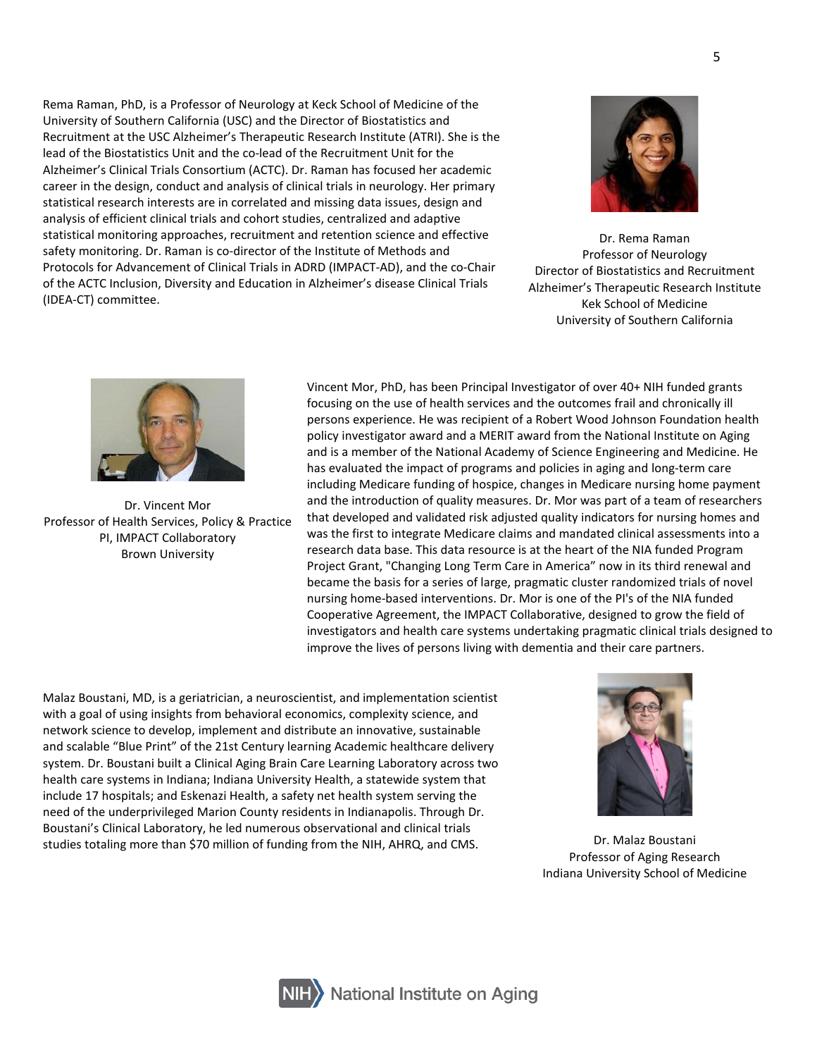Rema Raman, PhD, is a Professor of Neurology at Keck School of Medicine of the University of Southern California (USC) and the Director of Biostatistics and Recruitment at the USC Alzheimer's Therapeutic Research Institute (ATRI). She is the lead of the Biostatistics Unit and the co-lead of the Recruitment Unit for the Alzheimer's Clinical Trials Consortium (ACTC). Dr. Raman has focused her academic career in the design, conduct and analysis of clinical trials in neurology. Her primary statistical research interests are in correlated and missing data issues, design and analysis of efficient clinical trials and cohort studies, centralized and adaptive statistical monitoring approaches, recruitment and retention science and effective safety monitoring. Dr. Raman is co-director of the Institute of Methods and Protocols for Advancement of Clinical Trials in ADRD (IMPACT-AD), and the co-Chair of the ACTC Inclusion, Diversity and Education in Alzheimer's disease Clinical Trials (IDEA-CT) committee.

Dr. Rema Raman
Professor of Neurology
Director of Biostatistics and Recruitment
Alzheimer's Therapeutic Research Institute
Kek School of Medicine
University of Southern California

Dr. Vincent Mor
Professor of Health Services, Policy & Practice
PI, IMPACT Collaboratory
Brown University

Vincent Mor, PhD, has been Principal Investigator of over 40+ NIH funded grants focusing on the use of health services and the outcomes frail and chronically ill persons experience. He was recipient of a Robert Wood Johnson Foundation health policy investigator award and a MERIT award from the National Institute on Aging and is a member of the National Academy of Science Engineering and Medicine. He has evaluated the impact of programs and policies in aging and long-term care including Medicare funding of hospice, changes in Medicare nursing home payment and the introduction of quality measures. Dr. Mor was part of a team of researchers that developed and validated risk adjusted quality indicators for nursing homes and was the first to integrate Medicare claims and mandated clinical assessments into a research data base. This data resource is at the heart of the NIA funded Program Project Grant, "Changing Long Term Care in America" now in its third renewal and became the basis for a series of large, pragmatic cluster randomized trials of novel nursing home-based interventions. Dr. Mor is one of the PI's of the NIA funded Cooperative Agreement, the IMPACT Collaborative, designed to grow the field of investigators and health care systems undertaking pragmatic clinical trials designed to improve the lives of persons living with dementia and their care partners.

Malaz Boustani, MD, is a geriatrician, a neuroscientist, and implementation scientist with a goal of using insights from behavioral economics, complexity science, and network science to develop, implement and distribute an innovative, sustainable and scalable "Blue Print" of the 21st Century learning Academic healthcare delivery system. Dr. Boustani built a Clinical Aging Brain Care Learning Laboratory across two health care systems in Indiana; Indiana University Health, a statewide system that include 17 hospitals; and Eskenazi Health, a safety net health system serving the need of the underprivileged Marion County residents in Indianapolis. Through Dr. Boustani's Clinical Laboratory, he led numerous observational and clinical trials studies totaling more than $70 million of funding from the NIH, AHRQ, and CMS.

Dr. Malaz Boustani
Professor of Aging Research
Indiana University School of Medicine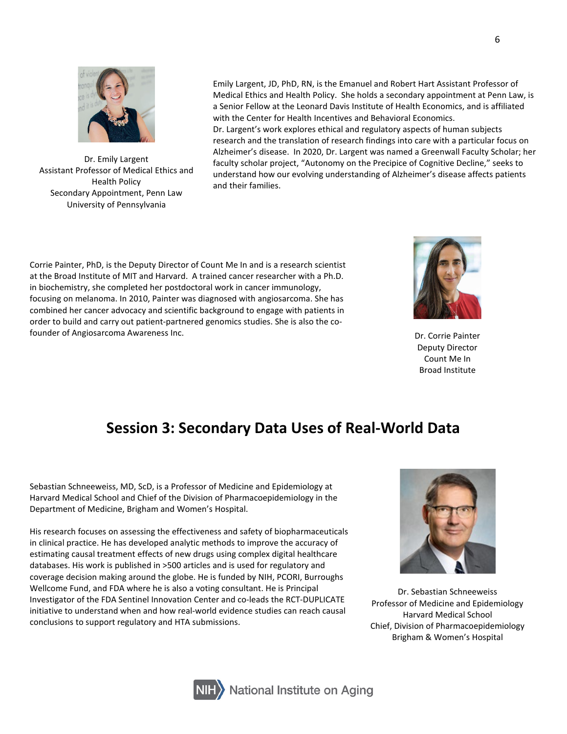Dr. Emily Largent
Assistant Professor of Medical Ethics and Health Policy
Secondary Appointment, Penn Law
University of Pennsylvania

Emily Largent, JD, PhD, RN, is the Emanuel and Robert Hart Assistant Professor of Medical Ethics and Health Policy. She holds a secondary appointment at Penn Law, is a Senior Fellow at the Leonard Davis Institute of Health Economics, and is affiliated with the Center for Health Incentives and Behavioral Economics.
Dr. Largent's work explores ethical and regulatory aspects of human subjects research and the translation of research findings into care with a particular focus on Alzheimer's disease. In 2020, Dr. Largent was named a Greenwall Faculty Scholar; her faculty scholar project, "Autonomy on the Precipice of Cognitive Decline," seeks to understand how our evolving understanding of Alzheimer's disease affects patients and their families.

Corrie Painter, PhD, is the Deputy Director of Count Me In and is a research scientist at the Broad Institute of MIT and Harvard. A trained cancer researcher with a Ph.D. in biochemistry, she completed her postdoctoral work in cancer immunology, focusing on melanoma. In 2010, Painter was diagnosed with angiosarcoma. She has combined her cancer advocacy and scientific background to engage with patients in order to build and carry out patient-partnered genomics studies. She is also the co-founder of Angiosarcoma Awareness Inc.

Dr. Corrie Painter
Deputy Director
Count Me In
Broad Institute

# Session 3: Secondary Data Uses of Real-World Data

Sebastian Schneeweiss, MD, ScD, is a Professor of Medicine and Epidemiology at Harvard Medical School and Chief of the Division of Pharmacoepidemiology in the Department of Medicine, Brigham and Women's Hospital.

His research focuses on assessing the effectiveness and safety of biopharmaceuticals in clinical practice. He has developed analytic methods to improve the accuracy of estimating causal treatment effects of new drugs using complex digital healthcare databases. His work is published in >500 articles and is used for regulatory and coverage decision making around the globe. He is funded by NIH, PCORI, Burroughs Wellcome Fund, and FDA where he is also a voting consultant. He is Principal Investigator of the FDA Sentinel Innovation Center and co-leads the RCT-DUPLICATE initiative to understand when and how real-world evidence studies can reach causal conclusions to support regulatory and HTA submissions.

Dr. Sebastian Schneeweiss
Professor of Medicine and Epidemiology
Harvard Medical School
Chief, Division of Pharmacoepidemiology
Brigham & Women's Hospital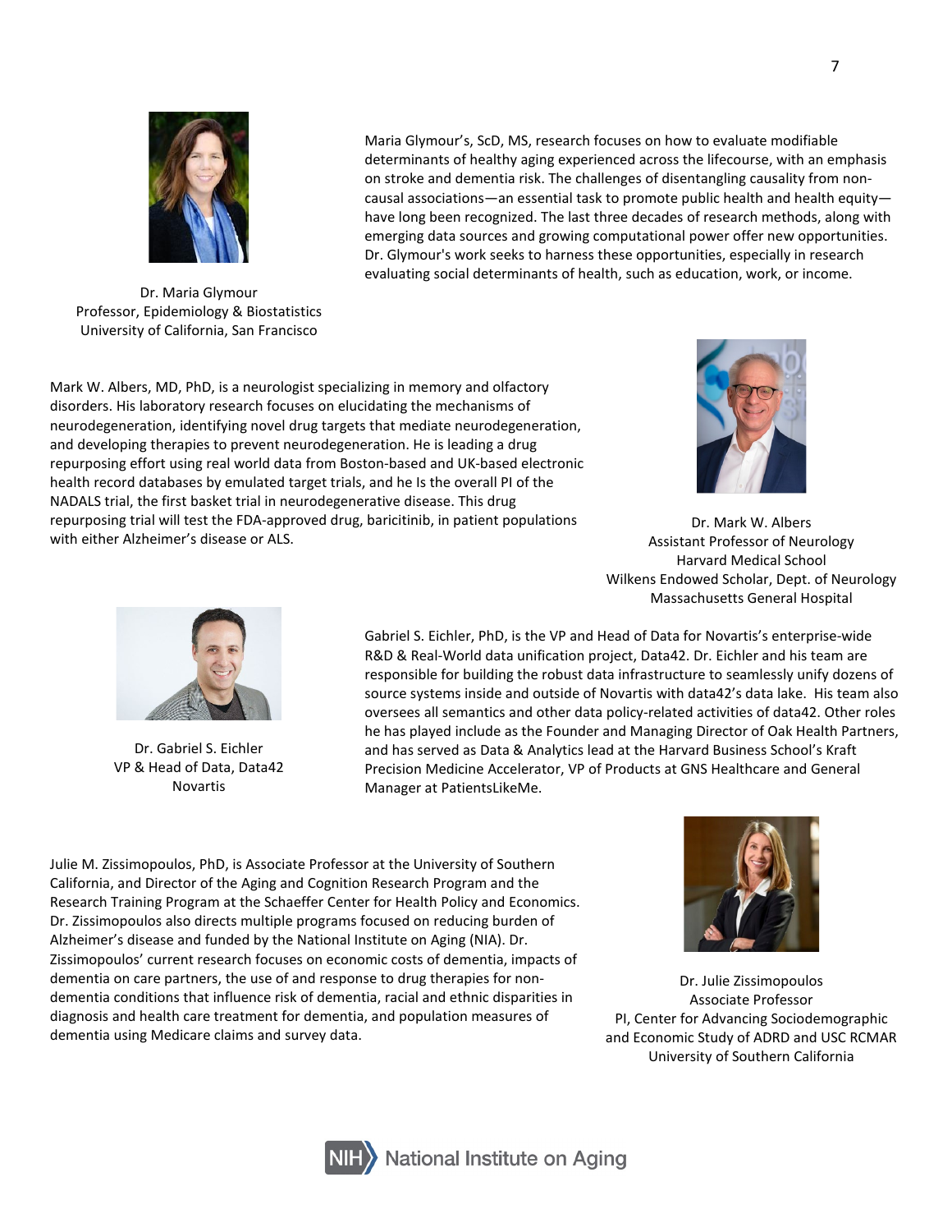Maria Glymour's, ScD, MS, research focuses on how to evaluate modifiable determinants of healthy aging experienced across the lifecourse, with an emphasis on stroke and dementia risk. The challenges of disentangling causality from non-causal associations—an essential task to promote public health and health equity—have long been recognized. The last three decades of research methods, along with emerging data sources and growing computational power offer new opportunities. Dr. Glymour's work seeks to harness these opportunities, especially in research evaluating social determinants of health, such as education, work, or income.

Dr. Maria Glymour
Professor, Epidemiology & Biostatistics
University of California, San Francisco

Mark W. Albers, MD, PhD, is a neurologist specializing in memory and olfactory disorders. His laboratory research focuses on elucidating the mechanisms of neurodegeneration, identifying novel drug targets that mediate neurodegeneration, and developing therapies to prevent neurodegeneration. He is leading a drug repurposing effort using real world data from Boston-based and UK-based electronic health record databases by emulated target trials, and he Is the overall PI of the NADALS trial, the first basket trial in neurodegenerative disease. This drug repurposing trial will test the FDA-approved drug, baricitinib, in patient populations with either Alzheimer's disease or ALS.

Dr. Mark W. Albers
Assistant Professor of Neurology
Harvard Medical School
Wilkens Endowed Scholar, Dept. of Neurology
Massachusetts General Hospital

Gabriel S. Eichler, PhD, is the VP and Head of Data for Novartis's enterprise-wide R&D & Real-World data unification project, Data42. Dr. Eichler and his team are responsible for building the robust data infrastructure to seamlessly unify dozens of source systems inside and outside of Novartis with data42's data lake. His team also oversees all semantics and other data policy-related activities of data42. Other roles he has played include as the Founder and Managing Director of Oak Health Partners, and has served as Data & Analytics lead at the Harvard Business School's Kraft Precision Medicine Accelerator, VP of Products at GNS Healthcare and General Manager at PatientsLikeMe.

Dr. Gabriel S. Eichler
VP & Head of Data, Data42
Novartis

Julie M. Zissimopoulos, PhD, is Associate Professor at the University of Southern California, and Director of the Aging and Cognition Research Program and the Research Training Program at the Schaeffer Center for Health Policy and Economics. Dr. Zissimopoulos also directs multiple programs focused on reducing burden of Alzheimer's disease and funded by the National Institute on Aging (NIA). Dr. Zissimopoulos' current research focuses on economic costs of dementia, impacts of dementia on care partners, the use of and response to drug therapies for non-dementia conditions that influence risk of dementia, racial and ethnic disparities in diagnosis and health care treatment for dementia, and population measures of dementia using Medicare claims and survey data.

Dr. Julie Zissimopoulos
Associate Professor
PI, Center for Advancing Sociodemographic and Economic Study of ADRD and USC RCMAR
University of Southern California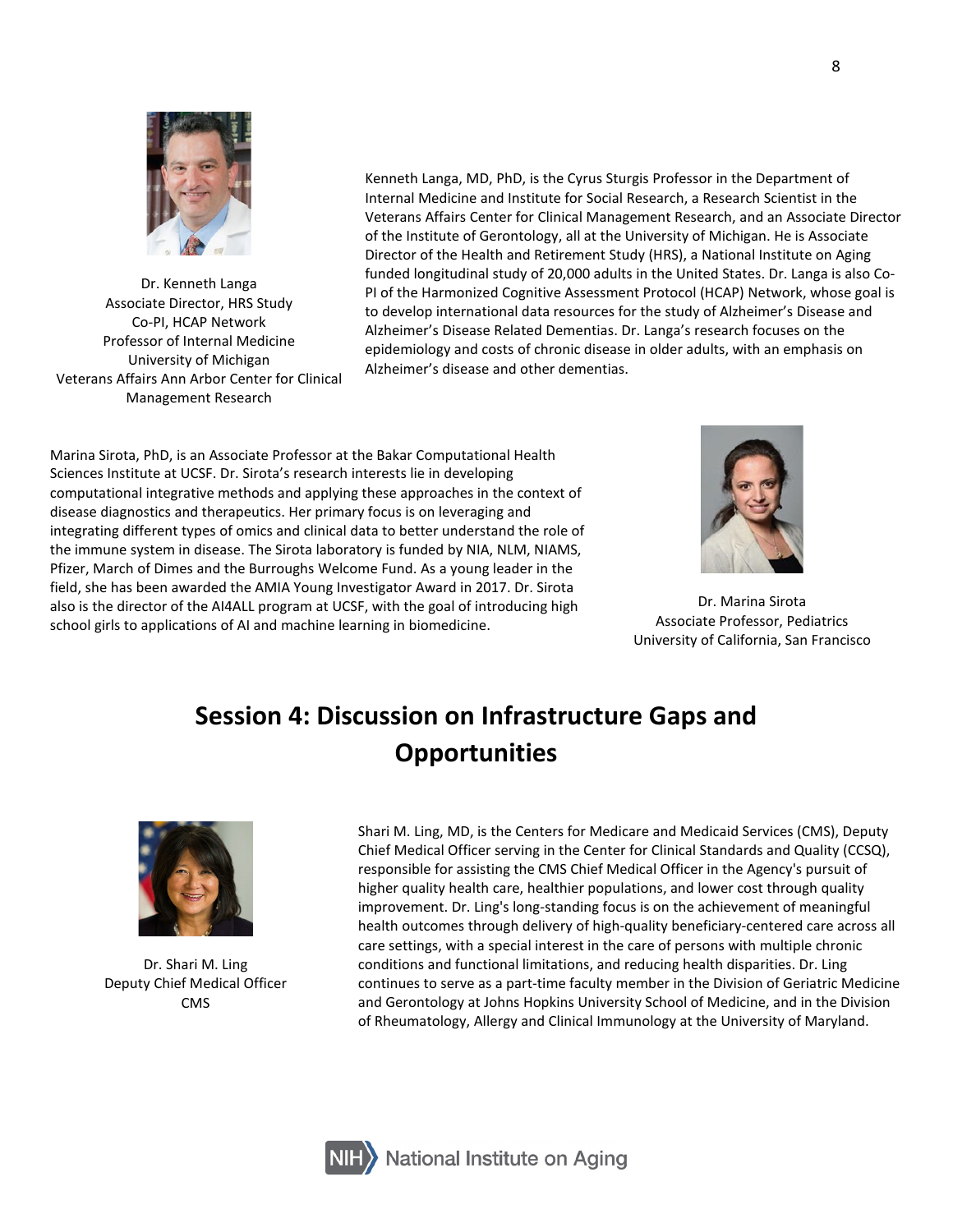Dr. Kenneth Langa
Associate Director, HRS Study
Co-PI, HCAP Network
Professor of Internal Medicine
University of Michigan
Veterans Affairs Ann Arbor Center for Clinical Management Research

Kenneth Langa, MD, PhD, is the Cyrus Sturgis Professor in the Department of Internal Medicine and Institute for Social Research, a Research Scientist in the Veterans Affairs Center for Clinical Management Research, and an Associate Director of the Institute of Gerontology, all at the University of Michigan. He is Associate Director of the Health and Retirement Study (HRS), a National Institute on Aging funded longitudinal study of 20,000 adults in the United States. Dr. Langa is also Co-PI of the Harmonized Cognitive Assessment Protocol (HCAP) Network, whose goal is to develop international data resources for the study of Alzheimer's Disease and Alzheimer's Disease Related Dementias. Dr. Langa's research focuses on the epidemiology and costs of chronic disease in older adults, with an emphasis on Alzheimer's disease and other dementias.

Marina Sirota, PhD, is an Associate Professor at the Bakar Computational Health Sciences Institute at UCSF. Dr. Sirota's research interests lie in developing computational integrative methods and applying these approaches in the context of disease diagnostics and therapeutics. Her primary focus is on leveraging and integrating different types of omics and clinical data to better understand the role of the immune system in disease. The Sirota laboratory is funded by NIA, NLM, NIAMS, Pfizer, March of Dimes and the Burroughs Welcome Fund. As a young leader in the field, she has been awarded the AMIA Young Investigator Award in 2017. Dr. Sirota also is the director of the AI4ALL program at UCSF, with the goal of introducing high school girls to applications of AI and machine learning in biomedicine.

Dr. Marina Sirota
Associate Professor, Pediatrics
University of California, San Francisco

## Session 4: Discussion on Infrastructure Gaps and Opportunities

Dr. Shari M. Ling
Deputy Chief Medical Officer
CMS

Shari M. Ling, MD, is the Centers for Medicare and Medicaid Services (CMS), Deputy Chief Medical Officer serving in the Center for Clinical Standards and Quality (CCSQ), responsible for assisting the CMS Chief Medical Officer in the Agency's pursuit of higher quality health care, healthier populations, and lower cost through quality improvement. Dr. Ling's long-standing focus is on the achievement of meaningful health outcomes through delivery of high-quality beneficiary-centered care across all care settings, with a special interest in the care of persons with multiple chronic conditions and functional limitations, and reducing health disparities. Dr. Ling continues to serve as a part-time faculty member in the Division of Geriatric Medicine and Gerontology at Johns Hopkins University School of Medicine, and in the Division of Rheumatology, Allergy and Clinical Immunology at the University of Maryland.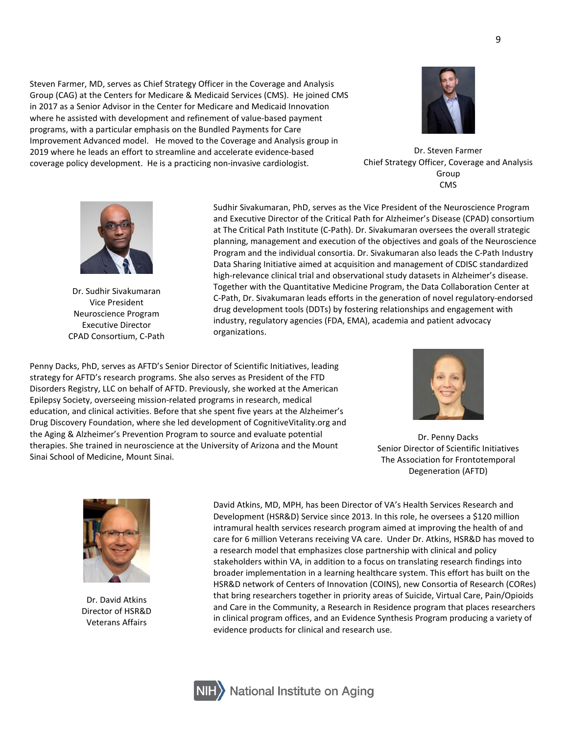Steven Farmer, MD, serves as Chief Strategy Officer in the Coverage and Analysis Group (CAG) at the Centers for Medicare & Medicaid Services (CMS). He joined CMS in 2017 as a Senior Advisor in the Center for Medicare and Medicaid Innovation where he assisted with development and refinement of value-based payment programs, with a particular emphasis on the Bundled Payments for Care Improvement Advanced model. He moved to the Coverage and Analysis group in 2019 where he leads an effort to streamline and accelerate evidence-based coverage policy development. He is a practicing non-invasive cardiologist.

Dr. Steven Farmer
Chief Strategy Officer, Coverage and Analysis Group
CMS

Dr. Sudhir Sivakumaran
Vice President
Neuroscience Program
Executive Director
CPAD Consortium, C-Path

Sudhir Sivakumaran, PhD, serves as the Vice President of the Neuroscience Program and Executive Director of the Critical Path for Alzheimer's Disease (CPAD) consortium at The Critical Path Institute (C-Path). Dr. Sivakumaran oversees the overall strategic planning, management and execution of the objectives and goals of the Neuroscience Program and the individual consortia. Dr. Sivakumaran also leads the C-Path Industry Data Sharing Initiative aimed at acquisition and management of CDISC standardized high-relevance clinical trial and observational study datasets in Alzheimer's disease. Together with the Quantitative Medicine Program, the Data Collaboration Center at C-Path, Dr. Sivakumaran leads efforts in the generation of novel regulatory-endorsed drug development tools (DDTs) by fostering relationships and engagement with industry, regulatory agencies (FDA, EMA), academia and patient advocacy organizations.

Penny Dacks, PhD, serves as AFTD's Senior Director of Scientific Initiatives, leading strategy for AFTD's research programs. She also serves as President of the FTD Disorders Registry, LLC on behalf of AFTD. Previously, she worked at the American Epilepsy Society, overseeing mission-related programs in research, medical education, and clinical activities. Before that she spent five years at the Alzheimer's Drug Discovery Foundation, where she led development of CognitiveVitality.org and the Aging & Alzheimer's Prevention Program to source and evaluate potential therapies. She trained in neuroscience at the University of Arizona and the Mount Sinai School of Medicine, Mount Sinai.

Dr. Penny Dacks
Senior Director of Scientific Initiatives
The Association for Frontotemporal Degeneration (AFTD)

Dr. David Atkins
Director of HSR&D
Veterans Affairs

David Atkins, MD, MPH, has been Director of VA's Health Services Research and Development (HSR&D) Service since 2013. In this role, he oversees a $120 million intramural health services research program aimed at improving the health of and care for 6 million Veterans receiving VA care. Under Dr. Atkins, HSR&D has moved to a research model that emphasizes close partnership with clinical and policy stakeholders within VA, in addition to a focus on translating research findings into broader implementation in a learning healthcare system. This effort has built on the HSR&D network of Centers of Innovation (COINS), new Consortia of Research (CORes) that bring researchers together in priority areas of Suicide, Virtual Care, Pain/Opioids and Care in the Community, a Research in Residence program that places researchers in clinical program offices, and an Evidence Synthesis Program producing a variety of evidence products for clinical and research use.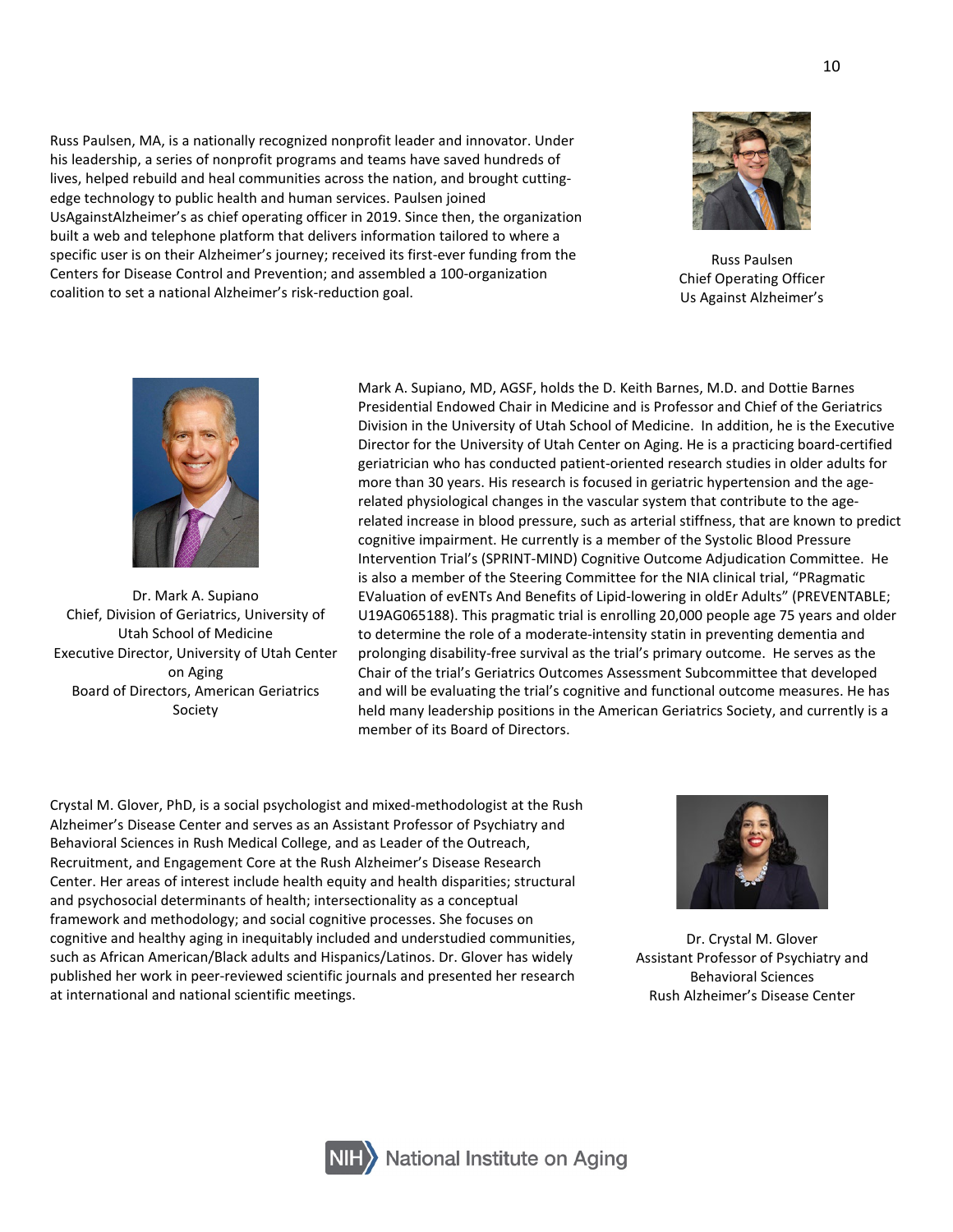Russ Paulsen, MA, is a nationally recognized nonprofit leader and innovator. Under his leadership, a series of nonprofit programs and teams have saved hundreds of lives, helped rebuild and heal communities across the nation, and brought cutting-edge technology to public health and human services. Paulsen joined UsAgainstAlzheimer's as chief operating officer in 2019. Since then, the organization built a web and telephone platform that delivers information tailored to where a specific user is on their Alzheimer's journey; received its first-ever funding from the Centers for Disease Control and Prevention; and assembled a 100-organization coalition to set a national Alzheimer's risk-reduction goal.

Russ Paulsen
Chief Operating Officer
Us Against Alzheimer's

Mark A. Supiano, MD, AGSF, holds the D. Keith Barnes, M.D. and Dottie Barnes Presidential Endowed Chair in Medicine and is Professor and Chief of the Geriatrics Division in the University of Utah School of Medicine. In addition, he is the Executive Director for the University of Utah Center on Aging. He is a practicing board-certified geriatrician who has conducted patient-oriented research studies in older adults for more than 30 years. His research is focused in geriatric hypertension and the age-related physiological changes in the vascular system that contribute to the age-related increase in blood pressure, such as arterial stiffness, that are known to predict cognitive impairment. He currently is a member of the Systolic Blood Pressure Intervention Trial's (SPRINT-MIND) Cognitive Outcome Adjudication Committee. He is also a member of the Steering Committee for the NIA clinical trial, "PRagmatic EValuation of evENTs And Benefits of Lipid-lowering in oldEr Adults" (PREVENTABLE; U19AG065188). This pragmatic trial is enrolling 20,000 people age 75 years and older to determine the role of a moderate-intensity statin in preventing dementia and prolonging disability-free survival as the trial's primary outcome. He serves as the Chair of the trial's Geriatrics Outcomes Assessment Subcommittee that developed and will be evaluating the trial's cognitive and functional outcome measures. He has held many leadership positions in the American Geriatrics Society, and currently is a member of its Board of Directors.

Dr. Mark A. Supiano
Chief, Division of Geriatrics, University of Utah School of Medicine
Executive Director, University of Utah Center on Aging
Board of Directors, American Geriatrics Society

Crystal M. Glover, PhD, is a social psychologist and mixed-methodologist at the Rush Alzheimer's Disease Center and serves as an Assistant Professor of Psychiatry and Behavioral Sciences in Rush Medical College, and as Leader of the Outreach, Recruitment, and Engagement Core at the Rush Alzheimer's Disease Research Center. Her areas of interest include health equity and health disparities; structural and psychosocial determinants of health; intersectionality as a conceptual framework and methodology; and social cognitive processes. She focuses on cognitive and healthy aging in inequitably included and understudied communities, such as African American/Black adults and Hispanics/Latinos. Dr. Glover has widely published her work in peer-reviewed scientific journals and presented her research at international and national scientific meetings.

Dr. Crystal M. Glover
Assistant Professor of Psychiatry and Behavioral Sciences
Rush Alzheimer's Disease Center